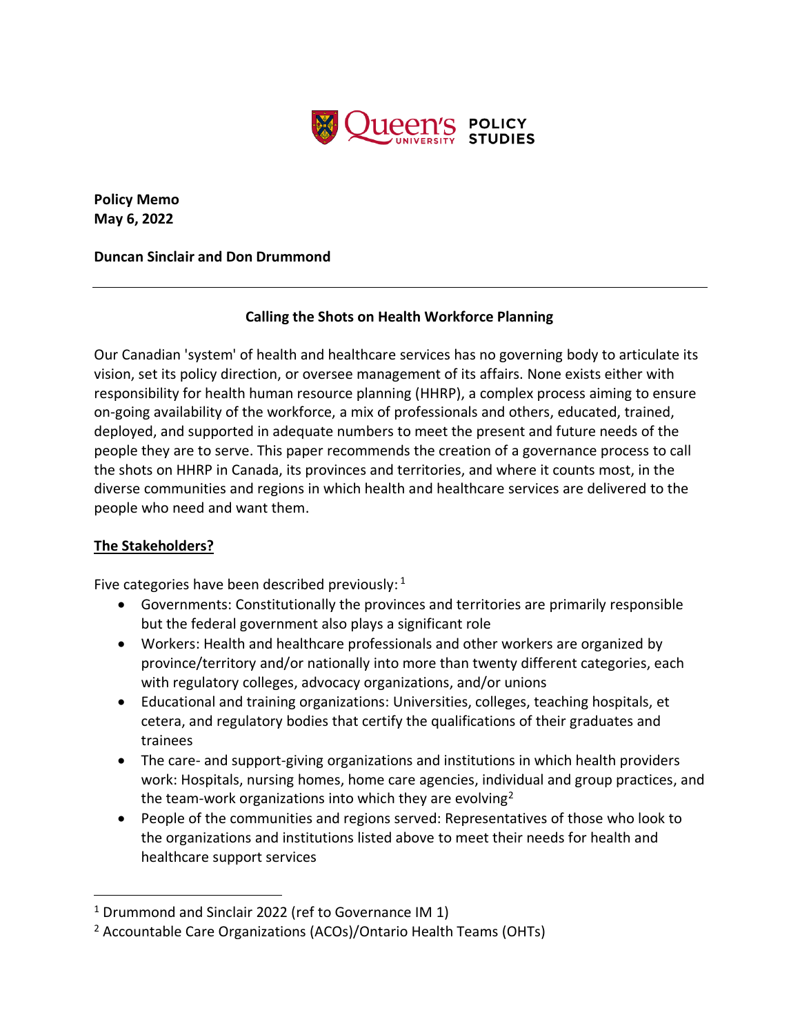**Policy Memo**
**May 6, 2022**

**Duncan Sinclair and Don Drummond**

---

## Calling the Shots on Health Workforce Planning

Our Canadian 'system' of health and healthcare services has no governing body to articulate its vision, set its policy direction, or oversee management of its affairs. None exists either with responsibility for health human resource planning (HHRP), a complex process aiming to ensure on-going availability of the workforce, a mix of professionals and others, educated, trained, deployed, and supported in adequate numbers to meet the present and future needs of the people they are to serve. This paper recommends the creation of a governance process to call the shots on HHRP in Canada, its provinces and territories, and where it counts most, in the diverse communities and regions in which health and healthcare services are delivered to the people who need and want them.

### The Stakeholders?

Five categories have been described previously:[1]

- Governments: Constitutionally the provinces and territories are primarily responsible but the federal government also plays a significant role
- Workers: Health and healthcare professionals and other workers are organized by province/territory and/or nationally into more than twenty different categories, each with regulatory colleges, advocacy organizations, and/or unions
- Educational and training organizations: Universities, colleges, teaching hospitals, et cetera, and regulatory bodies that certify the qualifications of their graduates and trainees
- The care- and support-giving organizations and institutions in which health providers work: Hospitals, nursing homes, home care agencies, individual and group practices, and the team-work organizations into which they are evolving[2]
- People of the communities and regions served: Representatives of those who look to the organizations and institutions listed above to meet their needs for health and healthcare support services

---

[1] Drummond and Sinclair 2022 (ref to Governance IM 1)

[2] Accountable Care Organizations (ACOs)/Ontario Health Teams (OHTs)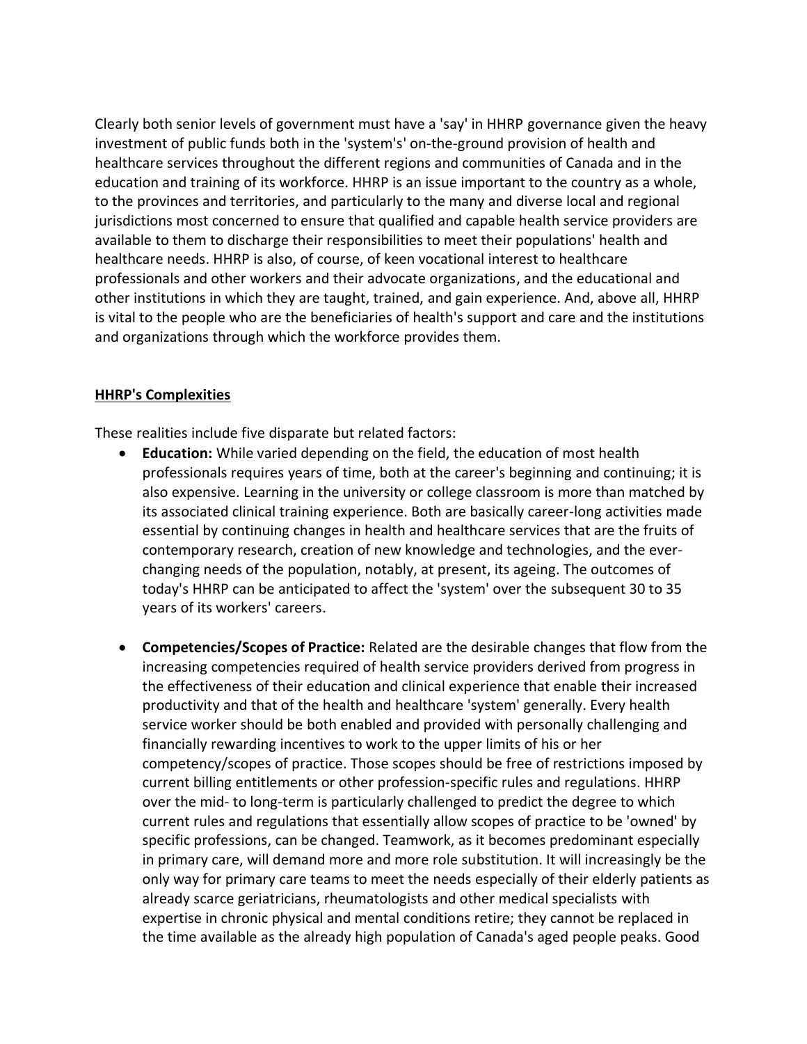Clearly both senior levels of government must have a 'say' in HHRP governance given the heavy investment of public funds both in the 'system's' on-the-ground provision of health and healthcare services throughout the different regions and communities of Canada and in the education and training of its workforce. HHRP is an issue important to the country as a whole, to the provinces and territories, and particularly to the many and diverse local and regional jurisdictions most concerned to ensure that qualified and capable health service providers are available to them to discharge their responsibilities to meet their populations' health and healthcare needs. HHRP is also, of course, of keen vocational interest to healthcare professionals and other workers and their advocate organizations, and the educational and other institutions in which they are taught, trained, and gain experience. And, above all, HHRP is vital to the people who are the beneficiaries of health's support and care and the institutions and organizations through which the workforce provides them.

## HHRP's Complexities

These realities include five disparate but related factors:

- **Education:** While varied depending on the field, the education of most health professionals requires years of time, both at the career's beginning and continuing; it is also expensive. Learning in the university or college classroom is more than matched by its associated clinical training experience. Both are basically career-long activities made essential by continuing changes in health and healthcare services that are the fruits of contemporary research, creation of new knowledge and technologies, and the ever-changing needs of the population, notably, at present, its ageing. The outcomes of today's HHRP can be anticipated to affect the 'system' over the subsequent 30 to 35 years of its workers' careers.

- **Competencies/Scopes of Practice:** Related are the desirable changes that flow from the increasing competencies required of health service providers derived from progress in the effectiveness of their education and clinical experience that enable their increased productivity and that of the health and healthcare 'system' generally. Every health service worker should be both enabled and provided with personally challenging and financially rewarding incentives to work to the upper limits of his or her competency/scopes of practice. Those scopes should be free of restrictions imposed by current billing entitlements or other profession-specific rules and regulations. HHRP over the mid- to long-term is particularly challenged to predict the degree to which current rules and regulations that essentially allow scopes of practice to be 'owned' by specific professions, can be changed. Teamwork, as it becomes predominant especially in primary care, will demand more and more role substitution. It will increasingly be the only way for primary care teams to meet the needs especially of their elderly patients as already scarce geriatricians, rheumatologists and other medical specialists with expertise in chronic physical and mental conditions retire; they cannot be replaced in the time available as the already high population of Canada's aged people peaks. Good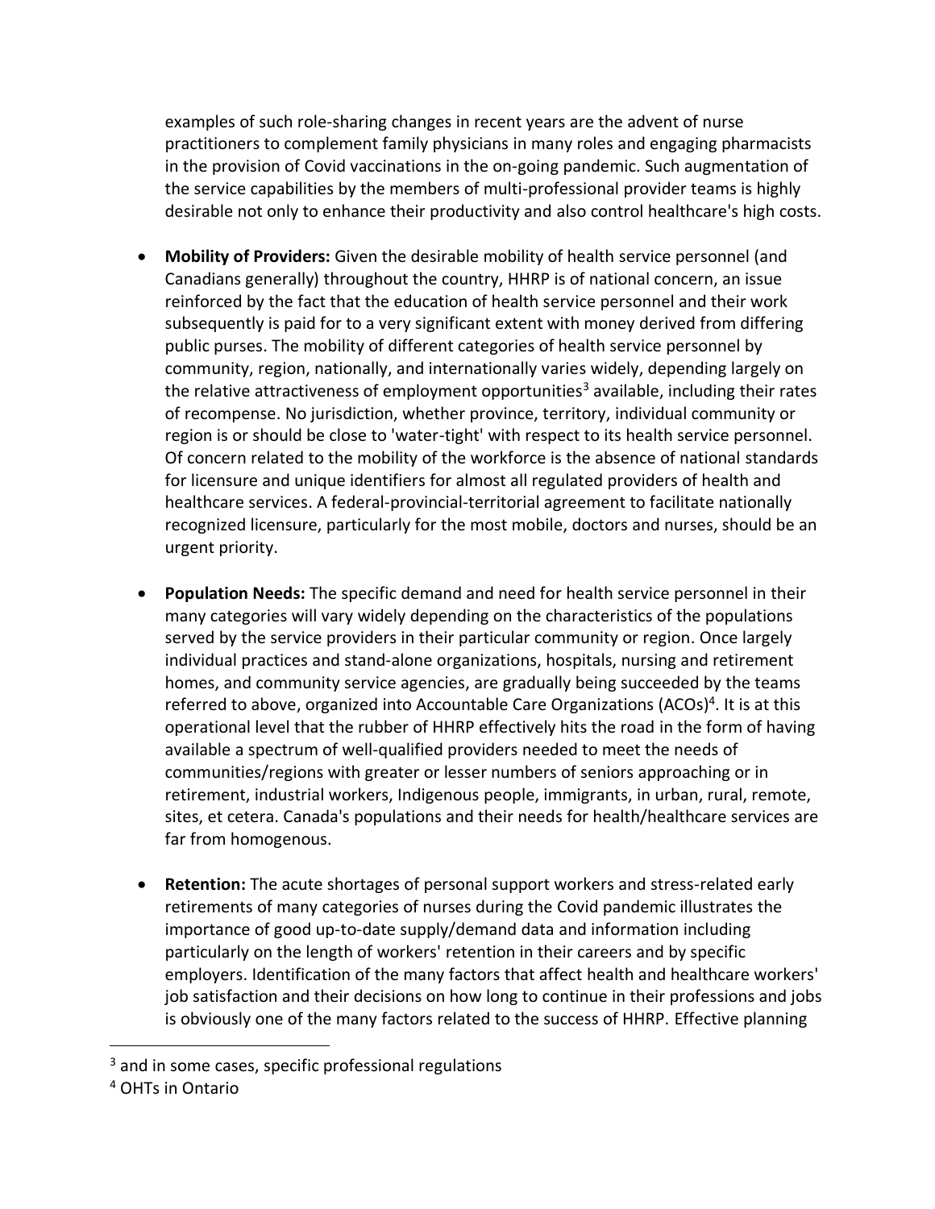examples of such role-sharing changes in recent years are the advent of nurse practitioners to complement family physicians in many roles and engaging pharmacists in the provision of Covid vaccinations in the on-going pandemic. Such augmentation of the service capabilities by the members of multi-professional provider teams is highly desirable not only to enhance their productivity and also control healthcare's high costs.

- **Mobility of Providers:** Given the desirable mobility of health service personnel (and Canadians generally) throughout the country, HHRP is of national concern, an issue reinforced by the fact that the education of health service personnel and their work subsequently is paid for to a very significant extent with money derived from differing public purses. The mobility of different categories of health service personnel by community, region, nationally, and internationally varies widely, depending largely on the relative attractiveness of employment opportunities[3] available, including their rates of recompense. No jurisdiction, whether province, territory, individual community or region is or should be close to 'water-tight' with respect to its health service personnel. Of concern related to the mobility of the workforce is the absence of national standards for licensure and unique identifiers for almost all regulated providers of health and healthcare services. A federal-provincial-territorial agreement to facilitate nationally recognized licensure, particularly for the most mobile, doctors and nurses, should be an urgent priority.

- **Population Needs:** The specific demand and need for health service personnel in their many categories will vary widely depending on the characteristics of the populations served by the service providers in their particular community or region. Once largely individual practices and stand-alone organizations, hospitals, nursing and retirement homes, and community service agencies, are gradually being succeeded by the teams referred to above, organized into Accountable Care Organizations (ACOs)[4]. It is at this operational level that the rubber of HHRP effectively hits the road in the form of having available a spectrum of well-qualified providers needed to meet the needs of communities/regions with greater or lesser numbers of seniors approaching or in retirement, industrial workers, Indigenous people, immigrants, in urban, rural, remote, sites, et cetera. Canada's populations and their needs for health/healthcare services are far from homogenous.

- **Retention:** The acute shortages of personal support workers and stress-related early retirements of many categories of nurses during the Covid pandemic illustrates the importance of good up-to-date supply/demand data and information including particularly on the length of workers' retention in their careers and by specific employers. Identification of the many factors that affect health and healthcare workers' job satisfaction and their decisions on how long to continue in their professions and jobs is obviously one of the many factors related to the success of HHRP. Effective planning

[3] and in some cases, specific professional regulations

[4] OHTs in Ontario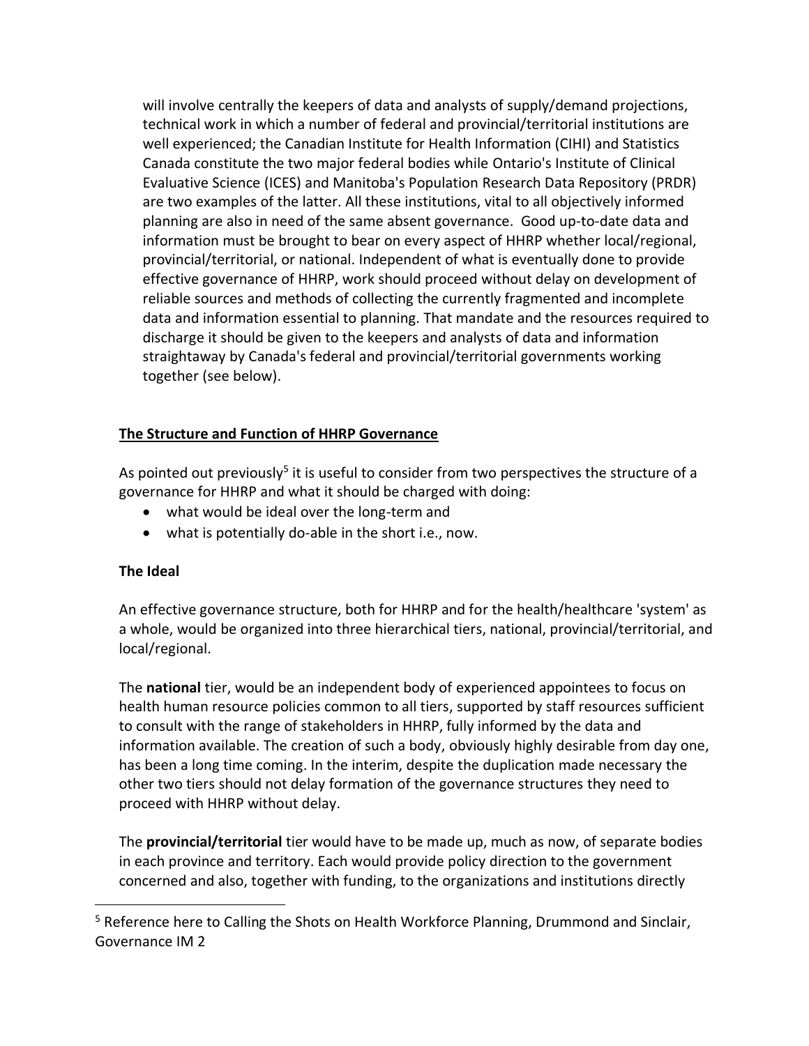will involve centrally the keepers of data and analysts of supply/demand projections, technical work in which a number of federal and provincial/territorial institutions are well experienced; the Canadian Institute for Health Information (CIHI) and Statistics Canada constitute the two major federal bodies while Ontario's Institute of Clinical Evaluative Science (ICES) and Manitoba's Population Research Data Repository (PRDR) are two examples of the latter. All these institutions, vital to all objectively informed planning are also in need of the same absent governance. Good up-to-date data and information must be brought to bear on every aspect of HHRP whether local/regional, provincial/territorial, or national. Independent of what is eventually done to provide effective governance of HHRP, work should proceed without delay on development of reliable sources and methods of collecting the currently fragmented and incomplete data and information essential to planning. That mandate and the resources required to discharge it should be given to the keepers and analysts of data and information straightaway by Canada's federal and provincial/territorial governments working together (see below).

## The Structure and Function of HHRP Governance

As pointed out previously[5] it is useful to consider from two perspectives the structure of a governance for HHRP and what it should be charged with doing:

- what would be ideal over the long-term and
- what is potentially do-able in the short i.e., now.

### The Ideal

An effective governance structure, both for HHRP and for the health/healthcare 'system' as a whole, would be organized into three hierarchical tiers, national, provincial/territorial, and local/regional.

The **national** tier, would be an independent body of experienced appointees to focus on health human resource policies common to all tiers, supported by staff resources sufficient to consult with the range of stakeholders in HHRP, fully informed by the data and information available. The creation of such a body, obviously highly desirable from day one, has been a long time coming. In the interim, despite the duplication made necessary the other two tiers should not delay formation of the governance structures they need to proceed with HHRP without delay.

The **provincial/territorial** tier would have to be made up, much as now, of separate bodies in each province and territory. Each would provide policy direction to the government concerned and also, together with funding, to the organizations and institutions directly

[5] Reference here to Calling the Shots on Health Workforce Planning, Drummond and Sinclair, Governance IM 2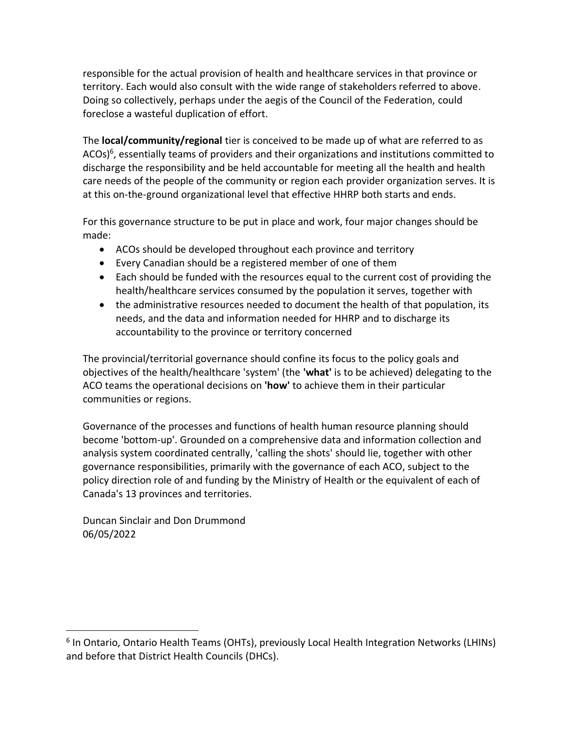responsible for the actual provision of health and healthcare services in that province or territory. Each would also consult with the wide range of stakeholders referred to above. Doing so collectively, perhaps under the aegis of the Council of the Federation, could foreclose a wasteful duplication of effort.

The **local/community/regional** tier is conceived to be made up of what are referred to as ACOs)[6], essentially teams of providers and their organizations and institutions committed to discharge the responsibility and be held accountable for meeting all the health and health care needs of the people of the community or region each provider organization serves. It is at this on-the-ground organizational level that effective HHRP both starts and ends.

For this governance structure to be put in place and work, four major changes should be made:

- ACOs should be developed throughout each province and territory
- Every Canadian should be a registered member of one of them
- Each should be funded with the resources equal to the current cost of providing the health/healthcare services consumed by the population it serves, together with
- the administrative resources needed to document the health of that population, its needs, and the data and information needed for HHRP and to discharge its accountability to the province or territory concerned

The provincial/territorial governance should confine its focus to the policy goals and objectives of the health/healthcare 'system' (the **'what'** is to be achieved) delegating to the ACO teams the operational decisions on **'how'** to achieve them in their particular communities or regions.

Governance of the processes and functions of health human resource planning should become 'bottom-up'. Grounded on a comprehensive data and information collection and analysis system coordinated centrally, 'calling the shots' should lie, together with other governance responsibilities, primarily with the governance of each ACO, subject to the policy direction role of and funding by the Ministry of Health or the equivalent of each of Canada's 13 provinces and territories.

Duncan Sinclair and Don Drummond
06/05/2022

---

[6] In Ontario, Ontario Health Teams (OHTs), previously Local Health Integration Networks (LHINs) and before that District Health Councils (DHCs).